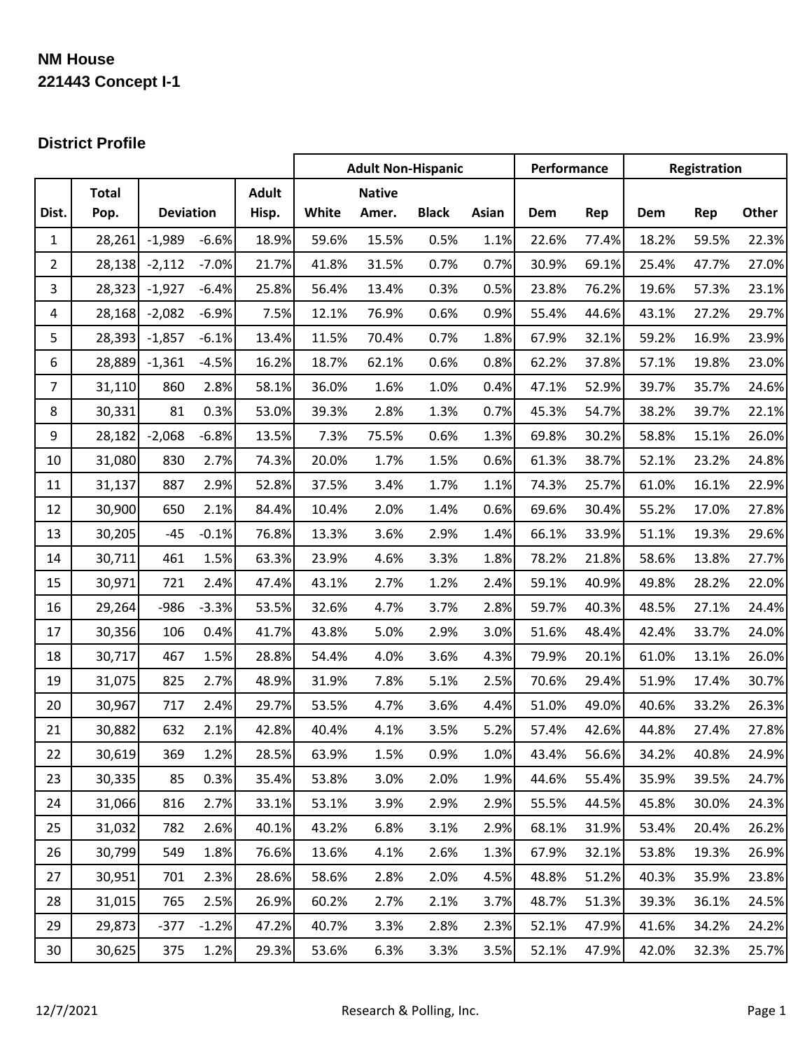**NM House**
**221443 Concept I-1**

### District Profile

| | | | | | Adult Non-Hispanic | | | | Performance | | Registration | | |
|---|---|---|---|---|---|---|---|---|---|---|---|---|---|
| Dist. | Total Pop. | Deviation | | Adult Hisp. | White | Native Amer. | Black | Asian | Dem | Rep | Dem | Rep | Other |
| 1 | 28,261 | -1,989 | -6.6% | 18.9% | 59.6% | 15.5% | 0.5% | 1.1% | 22.6% | 77.4% | 18.2% | 59.5% | 22.3% |
| 2 | 28,138 | -2,112 | -7.0% | 21.7% | 41.8% | 31.5% | 0.7% | 0.7% | 30.9% | 69.1% | 25.4% | 47.7% | 27.0% |
| 3 | 28,323 | -1,927 | -6.4% | 25.8% | 56.4% | 13.4% | 0.3% | 0.5% | 23.8% | 76.2% | 19.6% | 57.3% | 23.1% |
| 4 | 28,168 | -2,082 | -6.9% | 7.5% | 12.1% | 76.9% | 0.6% | 0.9% | 55.4% | 44.6% | 43.1% | 27.2% | 29.7% |
| 5 | 28,393 | -1,857 | -6.1% | 13.4% | 11.5% | 70.4% | 0.7% | 1.8% | 67.9% | 32.1% | 59.2% | 16.9% | 23.9% |
| 6 | 28,889 | -1,361 | -4.5% | 16.2% | 18.7% | 62.1% | 0.6% | 0.8% | 62.2% | 37.8% | 57.1% | 19.8% | 23.0% |
| 7 | 31,110 | 860 | 2.8% | 58.1% | 36.0% | 1.6% | 1.0% | 0.4% | 47.1% | 52.9% | 39.7% | 35.7% | 24.6% |
| 8 | 30,331 | 81 | 0.3% | 53.0% | 39.3% | 2.8% | 1.3% | 0.7% | 45.3% | 54.7% | 38.2% | 39.7% | 22.1% |
| 9 | 28,182 | -2,068 | -6.8% | 13.5% | 7.3% | 75.5% | 0.6% | 1.3% | 69.8% | 30.2% | 58.8% | 15.1% | 26.0% |
| 10 | 31,080 | 830 | 2.7% | 74.3% | 20.0% | 1.7% | 1.5% | 0.6% | 61.3% | 38.7% | 52.1% | 23.2% | 24.8% |
| 11 | 31,137 | 887 | 2.9% | 52.8% | 37.5% | 3.4% | 1.7% | 1.1% | 74.3% | 25.7% | 61.0% | 16.1% | 22.9% |
| 12 | 30,900 | 650 | 2.1% | 84.4% | 10.4% | 2.0% | 1.4% | 0.6% | 69.6% | 30.4% | 55.2% | 17.0% | 27.8% |
| 13 | 30,205 | -45 | -0.1% | 76.8% | 13.3% | 3.6% | 2.9% | 1.4% | 66.1% | 33.9% | 51.1% | 19.3% | 29.6% |
| 14 | 30,711 | 461 | 1.5% | 63.3% | 23.9% | 4.6% | 3.3% | 1.8% | 78.2% | 21.8% | 58.6% | 13.8% | 27.7% |
| 15 | 30,971 | 721 | 2.4% | 47.4% | 43.1% | 2.7% | 1.2% | 2.4% | 59.1% | 40.9% | 49.8% | 28.2% | 22.0% |
| 16 | 29,264 | -986 | -3.3% | 53.5% | 32.6% | 4.7% | 3.7% | 2.8% | 59.7% | 40.3% | 48.5% | 27.1% | 24.4% |
| 17 | 30,356 | 106 | 0.4% | 41.7% | 43.8% | 5.0% | 2.9% | 3.0% | 51.6% | 48.4% | 42.4% | 33.7% | 24.0% |
| 18 | 30,717 | 467 | 1.5% | 28.8% | 54.4% | 4.0% | 3.6% | 4.3% | 79.9% | 20.1% | 61.0% | 13.1% | 26.0% |
| 19 | 31,075 | 825 | 2.7% | 48.9% | 31.9% | 7.8% | 5.1% | 2.5% | 70.6% | 29.4% | 51.9% | 17.4% | 30.7% |
| 20 | 30,967 | 717 | 2.4% | 29.7% | 53.5% | 4.7% | 3.6% | 4.4% | 51.0% | 49.0% | 40.6% | 33.2% | 26.3% |
| 21 | 30,882 | 632 | 2.1% | 42.8% | 40.4% | 4.1% | 3.5% | 5.2% | 57.4% | 42.6% | 44.8% | 27.4% | 27.8% |
| 22 | 30,619 | 369 | 1.2% | 28.5% | 63.9% | 1.5% | 0.9% | 1.0% | 43.4% | 56.6% | 34.2% | 40.8% | 24.9% |
| 23 | 30,335 | 85 | 0.3% | 35.4% | 53.8% | 3.0% | 2.0% | 1.9% | 44.6% | 55.4% | 35.9% | 39.5% | 24.7% |
| 24 | 31,066 | 816 | 2.7% | 33.1% | 53.1% | 3.9% | 2.9% | 2.9% | 55.5% | 44.5% | 45.8% | 30.0% | 24.3% |
| 25 | 31,032 | 782 | 2.6% | 40.1% | 43.2% | 6.8% | 3.1% | 2.9% | 68.1% | 31.9% | 53.4% | 20.4% | 26.2% |
| 26 | 30,799 | 549 | 1.8% | 76.6% | 13.6% | 4.1% | 2.6% | 1.3% | 67.9% | 32.1% | 53.8% | 19.3% | 26.9% |
| 27 | 30,951 | 701 | 2.3% | 28.6% | 58.6% | 2.8% | 2.0% | 4.5% | 48.8% | 51.2% | 40.3% | 35.9% | 23.8% |
| 28 | 31,015 | 765 | 2.5% | 26.9% | 60.2% | 2.7% | 2.1% | 3.7% | 48.7% | 51.3% | 39.3% | 36.1% | 24.5% |
| 29 | 29,873 | -377 | -1.2% | 47.2% | 40.7% | 3.3% | 2.8% | 2.3% | 52.1% | 47.9% | 41.6% | 34.2% | 24.2% |
| 30 | 30,625 | 375 | 1.2% | 29.3% | 53.6% | 6.3% | 3.3% | 3.5% | 52.1% | 47.9% | 42.0% | 32.3% | 25.7% |

12/7/2021 Research & Polling, Inc.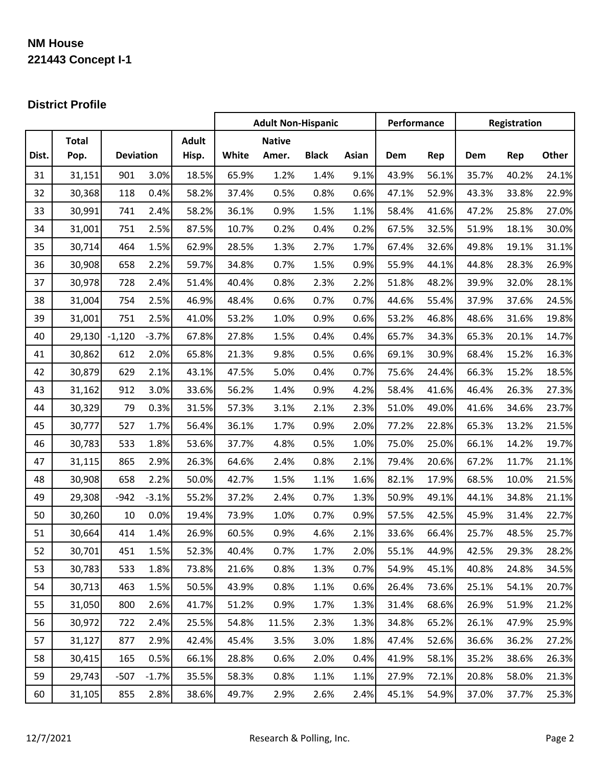**NM House**
**221443 Concept I-1**

**District Profile**

| | | | | | Adult Non-Hispanic | | | | Performance | | Registration | | |
|---|---|---|---|---|---|---|---|---|---|---|---|---|---|
| Dist. | Total Pop. | Deviation | | Adult Hisp. | White | Native Amer. | Black | Asian | Dem | Rep | Dem | Rep | Other |
| 31 | 31,151 | 901 | 3.0% | 18.5% | 65.9% | 1.2% | 1.4% | 9.1% | 43.9% | 56.1% | 35.7% | 40.2% | 24.1% |
| 32 | 30,368 | 118 | 0.4% | 58.2% | 37.4% | 0.5% | 0.8% | 0.6% | 47.1% | 52.9% | 43.3% | 33.8% | 22.9% |
| 33 | 30,991 | 741 | 2.4% | 58.2% | 36.1% | 0.9% | 1.5% | 1.1% | 58.4% | 41.6% | 47.2% | 25.8% | 27.0% |
| 34 | 31,001 | 751 | 2.5% | 87.5% | 10.7% | 0.2% | 0.4% | 0.2% | 67.5% | 32.5% | 51.9% | 18.1% | 30.0% |
| 35 | 30,714 | 464 | 1.5% | 62.9% | 28.5% | 1.3% | 2.7% | 1.7% | 67.4% | 32.6% | 49.8% | 19.1% | 31.1% |
| 36 | 30,908 | 658 | 2.2% | 59.7% | 34.8% | 0.7% | 1.5% | 0.9% | 55.9% | 44.1% | 44.8% | 28.3% | 26.9% |
| 37 | 30,978 | 728 | 2.4% | 51.4% | 40.4% | 0.8% | 2.3% | 2.2% | 51.8% | 48.2% | 39.9% | 32.0% | 28.1% |
| 38 | 31,004 | 754 | 2.5% | 46.9% | 48.4% | 0.6% | 0.7% | 0.7% | 44.6% | 55.4% | 37.9% | 37.6% | 24.5% |
| 39 | 31,001 | 751 | 2.5% | 41.0% | 53.2% | 1.0% | 0.9% | 0.6% | 53.2% | 46.8% | 48.6% | 31.6% | 19.8% |
| 40 | 29,130 | -1,120 | -3.7% | 67.8% | 27.8% | 1.5% | 0.4% | 0.4% | 65.7% | 34.3% | 65.3% | 20.1% | 14.7% |
| 41 | 30,862 | 612 | 2.0% | 65.8% | 21.3% | 9.8% | 0.5% | 0.6% | 69.1% | 30.9% | 68.4% | 15.2% | 16.3% |
| 42 | 30,879 | 629 | 2.1% | 43.1% | 47.5% | 5.0% | 0.4% | 0.7% | 75.6% | 24.4% | 66.3% | 15.2% | 18.5% |
| 43 | 31,162 | 912 | 3.0% | 33.6% | 56.2% | 1.4% | 0.9% | 4.2% | 58.4% | 41.6% | 46.4% | 26.3% | 27.3% |
| 44 | 30,329 | 79 | 0.3% | 31.5% | 57.3% | 3.1% | 2.1% | 2.3% | 51.0% | 49.0% | 41.6% | 34.6% | 23.7% |
| 45 | 30,777 | 527 | 1.7% | 56.4% | 36.1% | 1.7% | 0.9% | 2.0% | 77.2% | 22.8% | 65.3% | 13.2% | 21.5% |
| 46 | 30,783 | 533 | 1.8% | 53.6% | 37.7% | 4.8% | 0.5% | 1.0% | 75.0% | 25.0% | 66.1% | 14.2% | 19.7% |
| 47 | 31,115 | 865 | 2.9% | 26.3% | 64.6% | 2.4% | 0.8% | 2.1% | 79.4% | 20.6% | 67.2% | 11.7% | 21.1% |
| 48 | 30,908 | 658 | 2.2% | 50.0% | 42.7% | 1.5% | 1.1% | 1.6% | 82.1% | 17.9% | 68.5% | 10.0% | 21.5% |
| 49 | 29,308 | -942 | -3.1% | 55.2% | 37.2% | 2.4% | 0.7% | 1.3% | 50.9% | 49.1% | 44.1% | 34.8% | 21.1% |
| 50 | 30,260 | 10 | 0.0% | 19.4% | 73.9% | 1.0% | 0.7% | 0.9% | 57.5% | 42.5% | 45.9% | 31.4% | 22.7% |
| 51 | 30,664 | 414 | 1.4% | 26.9% | 60.5% | 0.9% | 4.6% | 2.1% | 33.6% | 66.4% | 25.7% | 48.5% | 25.7% |
| 52 | 30,701 | 451 | 1.5% | 52.3% | 40.4% | 0.7% | 1.7% | 2.0% | 55.1% | 44.9% | 42.5% | 29.3% | 28.2% |
| 53 | 30,783 | 533 | 1.8% | 73.8% | 21.6% | 0.8% | 1.3% | 0.7% | 54.9% | 45.1% | 40.8% | 24.8% | 34.5% |
| 54 | 30,713 | 463 | 1.5% | 50.5% | 43.9% | 0.8% | 1.1% | 0.6% | 26.4% | 73.6% | 25.1% | 54.1% | 20.7% |
| 55 | 31,050 | 800 | 2.6% | 41.7% | 51.2% | 0.9% | 1.7% | 1.3% | 31.4% | 68.6% | 26.9% | 51.9% | 21.2% |
| 56 | 30,972 | 722 | 2.4% | 25.5% | 54.8% | 11.5% | 2.3% | 1.3% | 34.8% | 65.2% | 26.1% | 47.9% | 25.9% |
| 57 | 31,127 | 877 | 2.9% | 42.4% | 45.4% | 3.5% | 3.0% | 1.8% | 47.4% | 52.6% | 36.6% | 36.2% | 27.2% |
| 58 | 30,415 | 165 | 0.5% | 66.1% | 28.8% | 0.6% | 2.0% | 0.4% | 41.9% | 58.1% | 35.2% | 38.6% | 26.3% |
| 59 | 29,743 | -507 | -1.7% | 35.5% | 58.3% | 0.8% | 1.1% | 1.1% | 27.9% | 72.1% | 20.8% | 58.0% | 21.3% |
| 60 | 31,105 | 855 | 2.8% | 38.6% | 49.7% | 2.9% | 2.6% | 2.4% | 45.1% | 54.9% | 37.0% | 37.7% | 25.3% |

12/7/2021 Research & Polling, Inc.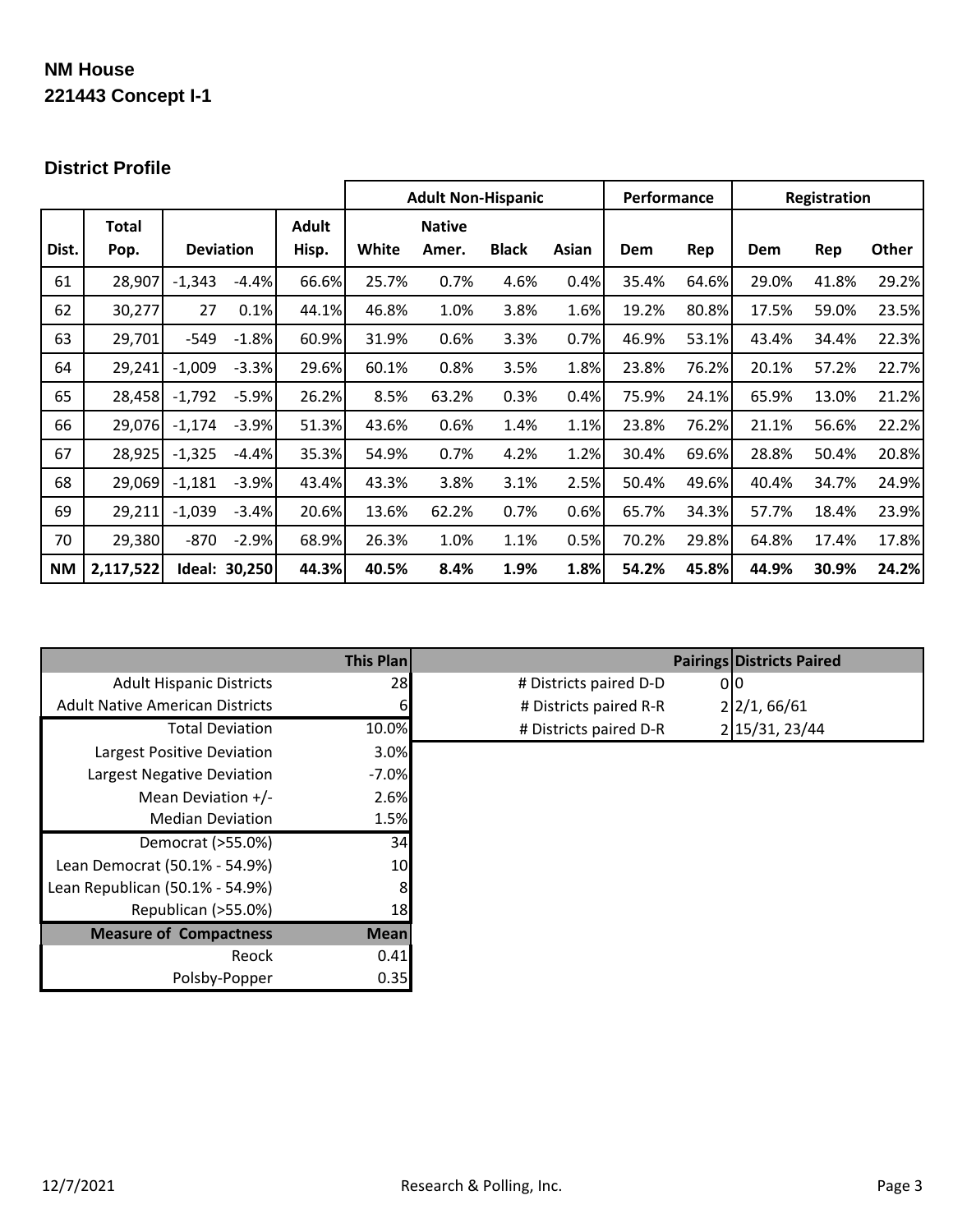**NM House**
**221443 Concept I-1**

### District Profile

| | | | | | Adult Non-Hispanic | | | | Performance | | Registration | | |
|---|---|---|---|---|---|---|---|---|---|---|---|---|---|
| Dist. | Total Pop. | Deviation | | Adult Hisp. | White | Native Amer. | Black | Asian | Dem | Rep | Dem | Rep | Other |
| 61 | 28,907 | -1,343 | -4.4% | 66.6% | 25.7% | 0.7% | 4.6% | 0.4% | 35.4% | 64.6% | 29.0% | 41.8% | 29.2% |
| 62 | 30,277 | 27 | 0.1% | 44.1% | 46.8% | 1.0% | 3.8% | 1.6% | 19.2% | 80.8% | 17.5% | 59.0% | 23.5% |
| 63 | 29,701 | -549 | -1.8% | 60.9% | 31.9% | 0.6% | 3.3% | 0.7% | 46.9% | 53.1% | 43.4% | 34.4% | 22.3% |
| 64 | 29,241 | -1,009 | -3.3% | 29.6% | 60.1% | 0.8% | 3.5% | 1.8% | 23.8% | 76.2% | 20.1% | 57.2% | 22.7% |
| 65 | 28,458 | -1,792 | -5.9% | 26.2% | 8.5% | 63.2% | 0.3% | 0.4% | 75.9% | 24.1% | 65.9% | 13.0% | 21.2% |
| 66 | 29,076 | -1,174 | -3.9% | 51.3% | 43.6% | 0.6% | 1.4% | 1.1% | 23.8% | 76.2% | 21.1% | 56.6% | 22.2% |
| 67 | 28,925 | -1,325 | -4.4% | 35.3% | 54.9% | 0.7% | 4.2% | 1.2% | 30.4% | 69.6% | 28.8% | 50.4% | 20.8% |
| 68 | 29,069 | -1,181 | -3.9% | 43.4% | 43.3% | 3.8% | 3.1% | 2.5% | 50.4% | 49.6% | 40.4% | 34.7% | 24.9% |
| 69 | 29,211 | -1,039 | -3.4% | 20.6% | 13.6% | 62.2% | 0.7% | 0.6% | 65.7% | 34.3% | 57.7% | 18.4% | 23.9% |
| 70 | 29,380 | -870 | -2.9% | 68.9% | 26.3% | 1.0% | 1.1% | 0.5% | 70.2% | 29.8% | 64.8% | 17.4% | 17.8% |
| **NM** | **2,117,522** | **Ideal: 30,250** | | **44.3%** | **40.5%** | **8.4%** | **1.9%** | **1.8%** | **54.2%** | **45.8%** | **44.9%** | **30.9%** | **24.2%** |

| | This Plan |
|---|---|
| Adult Hispanic Districts | 28 |
| Adult Native American Districts | 6 |
| Total Deviation | 10.0% |
| Largest Positive Deviation | 3.0% |
| Largest Negative Deviation | -7.0% |
| Mean Deviation +/- | 2.6% |
| Median Deviation | 1.5% |
| Democrat (>55.0%) | 34 |
| Lean Democrat (50.1% - 54.9%) | 10 |
| Lean Republican (50.1% - 54.9%) | 8 |
| Republican (>55.0%) | 18 |
| **Measure of Compactness** | **Mean** |
| Reock | 0.41 |
| Polsby-Popper | 0.35 |

| | Pairings | Districts Paired |
|---|---|---|
| # Districts paired D-D | 0 | 0 |
| # Districts paired R-R | 2 | 2/1, 66/61 |
| # Districts paired D-R | 2 | 15/31, 23/44 |

12/7/2021 Research & Polling, Inc.